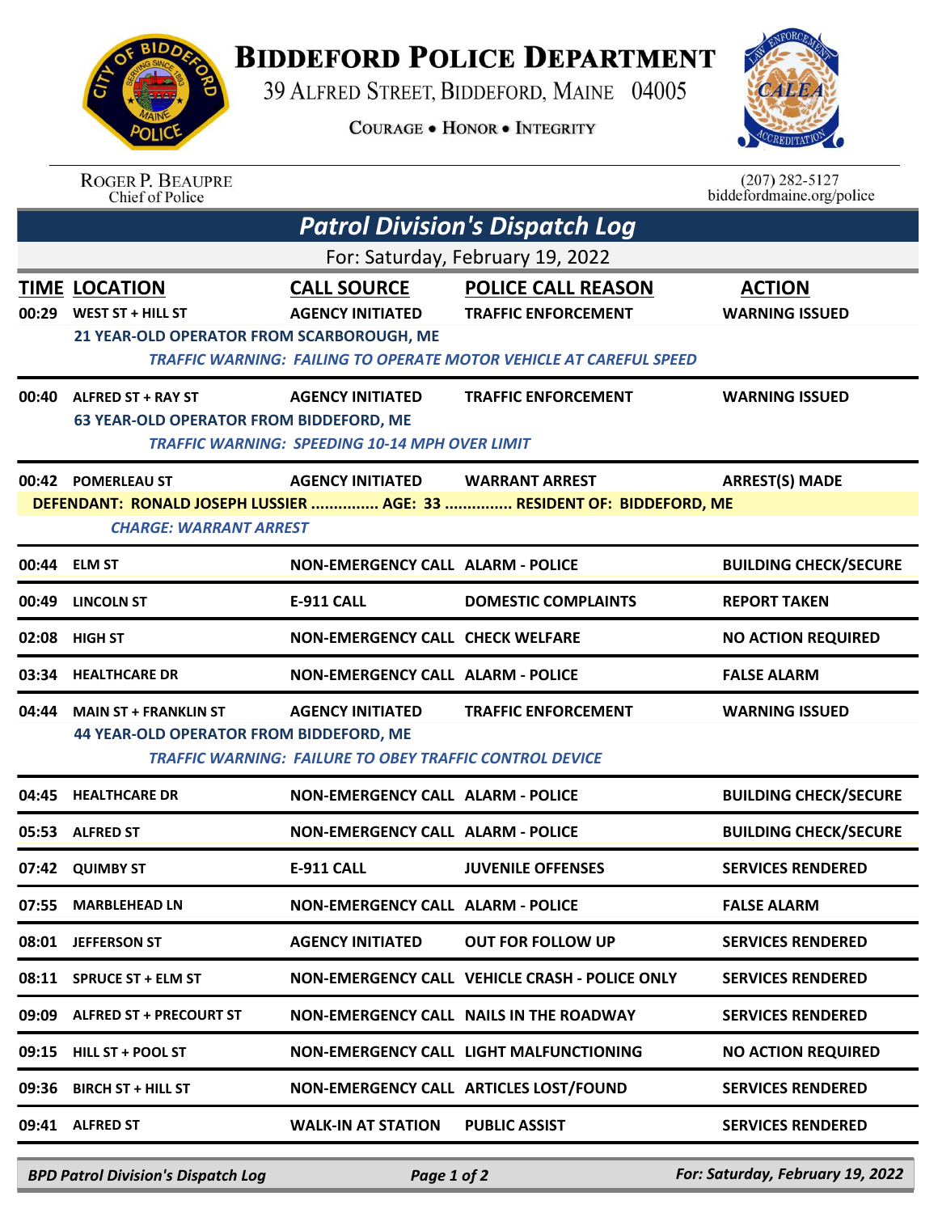# Biddeford Police Department

39 Alfred Street, Biddeford, Maine 04005

Courage • Honor • Integrity

Roger P. Beaupre
Chief of Police

(207) 282-5127
biddefordmaine.org/police

## Patrol Division's Dispatch Log

For: Saturday, February 19, 2022

| TIME | LOCATION | CALL SOURCE | POLICE CALL REASON | ACTION |
|---|---|---|---|---|
| 00:29 | WEST ST + HILL ST | AGENCY INITIATED | TRAFFIC ENFORCEMENT | WARNING ISSUED |
| | 21 YEAR-OLD OPERATOR FROM SCARBOROUGH, ME | | | |
| | *TRAFFIC WARNING: FAILING TO OPERATE MOTOR VEHICLE AT CAREFUL SPEED* | | | |
| 00:40 | ALFRED ST + RAY ST | AGENCY INITIATED | TRAFFIC ENFORCEMENT | WARNING ISSUED |
| | 63 YEAR-OLD OPERATOR FROM BIDDEFORD, ME | | | |
| | *TRAFFIC WARNING: SPEEDING 10-14 MPH OVER LIMIT* | | | |
| 00:42 | POMERLEAU ST | AGENCY INITIATED | WARRANT ARREST | ARREST(S) MADE |
| | DEFENDANT: RONALD JOSEPH LUSSIER ............... AGE: 33 ............... RESIDENT OF: BIDDEFORD, ME | | | |
| | *CHARGE: WARRANT ARREST* | | | |
| 00:44 | ELM ST | NON-EMERGENCY CALL | ALARM - POLICE | BUILDING CHECK/SECURE |
| 00:49 | LINCOLN ST | E-911 CALL | DOMESTIC COMPLAINTS | REPORT TAKEN |
| 02:08 | HIGH ST | NON-EMERGENCY CALL | CHECK WELFARE | NO ACTION REQUIRED |
| 03:34 | HEALTHCARE DR | NON-EMERGENCY CALL | ALARM - POLICE | FALSE ALARM |
| 04:44 | MAIN ST + FRANKLIN ST | AGENCY INITIATED | TRAFFIC ENFORCEMENT | WARNING ISSUED |
| | 44 YEAR-OLD OPERATOR FROM BIDDEFORD, ME | | | |
| | *TRAFFIC WARNING: FAILURE TO OBEY TRAFFIC CONTROL DEVICE* | | | |
| 04:45 | HEALTHCARE DR | NON-EMERGENCY CALL | ALARM - POLICE | BUILDING CHECK/SECURE |
| 05:53 | ALFRED ST | NON-EMERGENCY CALL | ALARM - POLICE | BUILDING CHECK/SECURE |
| 07:42 | QUIMBY ST | E-911 CALL | JUVENILE OFFENSES | SERVICES RENDERED |
| 07:55 | MARBLEHEAD LN | NON-EMERGENCY CALL | ALARM - POLICE | FALSE ALARM |
| 08:01 | JEFFERSON ST | AGENCY INITIATED | OUT FOR FOLLOW UP | SERVICES RENDERED |
| 08:11 | SPRUCE ST + ELM ST | NON-EMERGENCY CALL | VEHICLE CRASH - POLICE ONLY | SERVICES RENDERED |
| 09:09 | ALFRED ST + PRECOURT ST | NON-EMERGENCY CALL | NAILS IN THE ROADWAY | SERVICES RENDERED |
| 09:15 | HILL ST + POOL ST | NON-EMERGENCY CALL | LIGHT MALFUNCTIONING | NO ACTION REQUIRED |
| 09:36 | BIRCH ST + HILL ST | NON-EMERGENCY CALL | ARTICLES LOST/FOUND | SERVICES RENDERED |
| 09:41 | ALFRED ST | WALK-IN AT STATION | PUBLIC ASSIST | SERVICES RENDERED |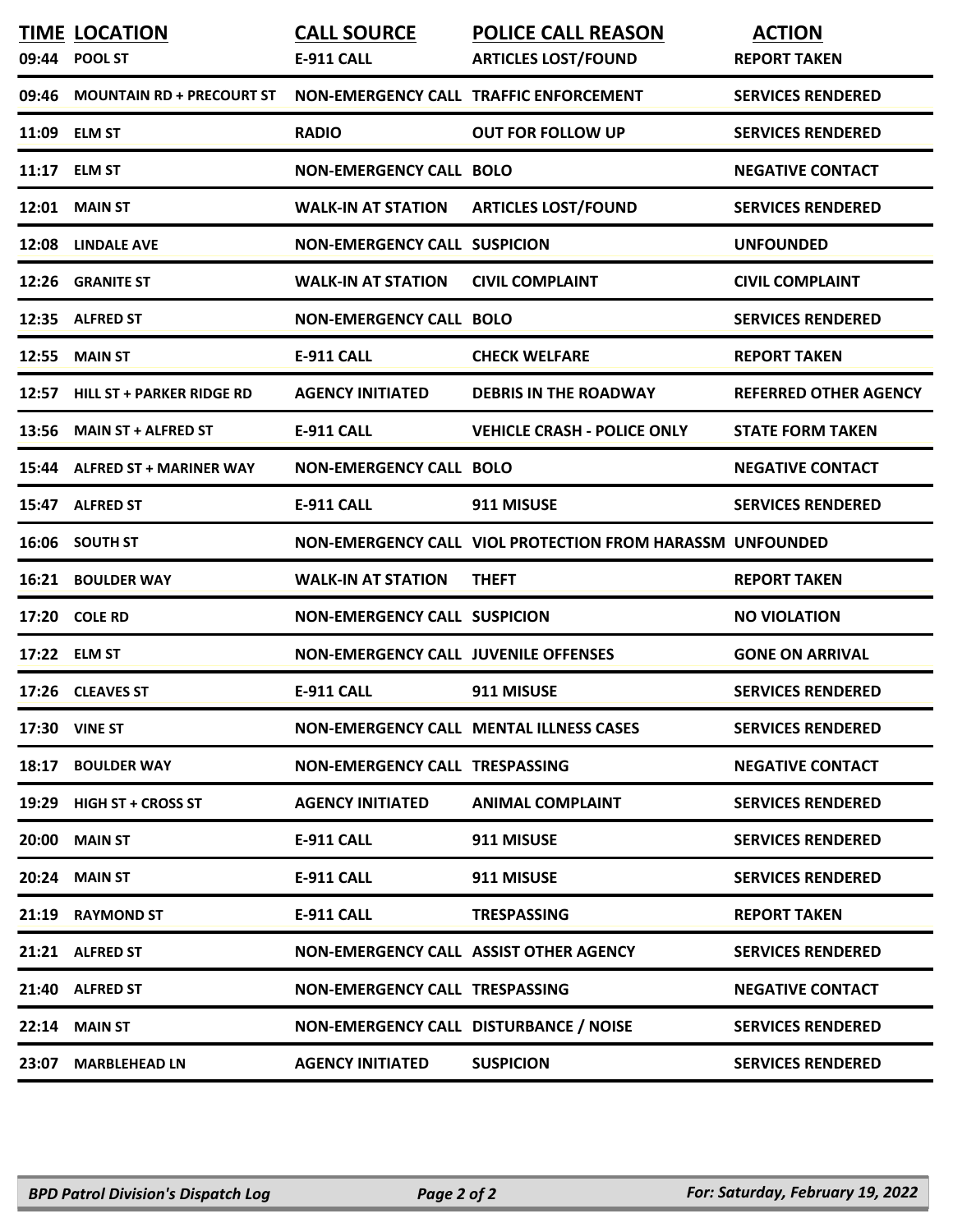| TIME | LOCATION | CALL SOURCE | POLICE CALL REASON | ACTION |
|---|---|---|---|---|
| 09:44 | POOL ST | E-911 CALL | ARTICLES LOST/FOUND | REPORT TAKEN |
| 09:46 | MOUNTAIN RD + PRECOURT ST | NON-EMERGENCY CALL | TRAFFIC ENFORCEMENT | SERVICES RENDERED |
| 11:09 | ELM ST | RADIO | OUT FOR FOLLOW UP | SERVICES RENDERED |
| 11:17 | ELM ST | NON-EMERGENCY CALL | BOLO | NEGATIVE CONTACT |
| 12:01 | MAIN ST | WALK-IN AT STATION | ARTICLES LOST/FOUND | SERVICES RENDERED |
| 12:08 | LINDALE AVE | NON-EMERGENCY CALL | SUSPICION | UNFOUNDED |
| 12:26 | GRANITE ST | WALK-IN AT STATION | CIVIL COMPLAINT | CIVIL COMPLAINT |
| 12:35 | ALFRED ST | NON-EMERGENCY CALL | BOLO | SERVICES RENDERED |
| 12:55 | MAIN ST | E-911 CALL | CHECK WELFARE | REPORT TAKEN |
| 12:57 | HILL ST + PARKER RIDGE RD | AGENCY INITIATED | DEBRIS IN THE ROADWAY | REFERRED OTHER AGENCY |
| 13:56 | MAIN ST + ALFRED ST | E-911 CALL | VEHICLE CRASH - POLICE ONLY | STATE FORM TAKEN |
| 15:44 | ALFRED ST + MARINER WAY | NON-EMERGENCY CALL | BOLO | NEGATIVE CONTACT |
| 15:47 | ALFRED ST | E-911 CALL | 911 MISUSE | SERVICES RENDERED |
| 16:06 | SOUTH ST | NON-EMERGENCY CALL | VIOL PROTECTION FROM HARASSM | UNFOUNDED |
| 16:21 | BOULDER WAY | WALK-IN AT STATION | THEFT | REPORT TAKEN |
| 17:20 | COLE RD | NON-EMERGENCY CALL | SUSPICION | NO VIOLATION |
| 17:22 | ELM ST | NON-EMERGENCY CALL | JUVENILE OFFENSES | GONE ON ARRIVAL |
| 17:26 | CLEAVES ST | E-911 CALL | 911 MISUSE | SERVICES RENDERED |
| 17:30 | VINE ST | NON-EMERGENCY CALL | MENTAL ILLNESS CASES | SERVICES RENDERED |
| 18:17 | BOULDER WAY | NON-EMERGENCY CALL | TRESPASSING | NEGATIVE CONTACT |
| 19:29 | HIGH ST + CROSS ST | AGENCY INITIATED | ANIMAL COMPLAINT | SERVICES RENDERED |
| 20:00 | MAIN ST | E-911 CALL | 911 MISUSE | SERVICES RENDERED |
| 20:24 | MAIN ST | E-911 CALL | 911 MISUSE | SERVICES RENDERED |
| 21:19 | RAYMOND ST | E-911 CALL | TRESPASSING | REPORT TAKEN |
| 21:21 | ALFRED ST | NON-EMERGENCY CALL | ASSIST OTHER AGENCY | SERVICES RENDERED |
| 21:40 | ALFRED ST | NON-EMERGENCY CALL | TRESPASSING | NEGATIVE CONTACT |
| 22:14 | MAIN ST | NON-EMERGENCY CALL | DISTURBANCE / NOISE | SERVICES RENDERED |
| 23:07 | MARBLEHEAD LN | AGENCY INITIATED | SUSPICION | SERVICES RENDERED |

*BPD Patrol Division's Dispatch Log* — *For: Saturday, February 19, 2022*